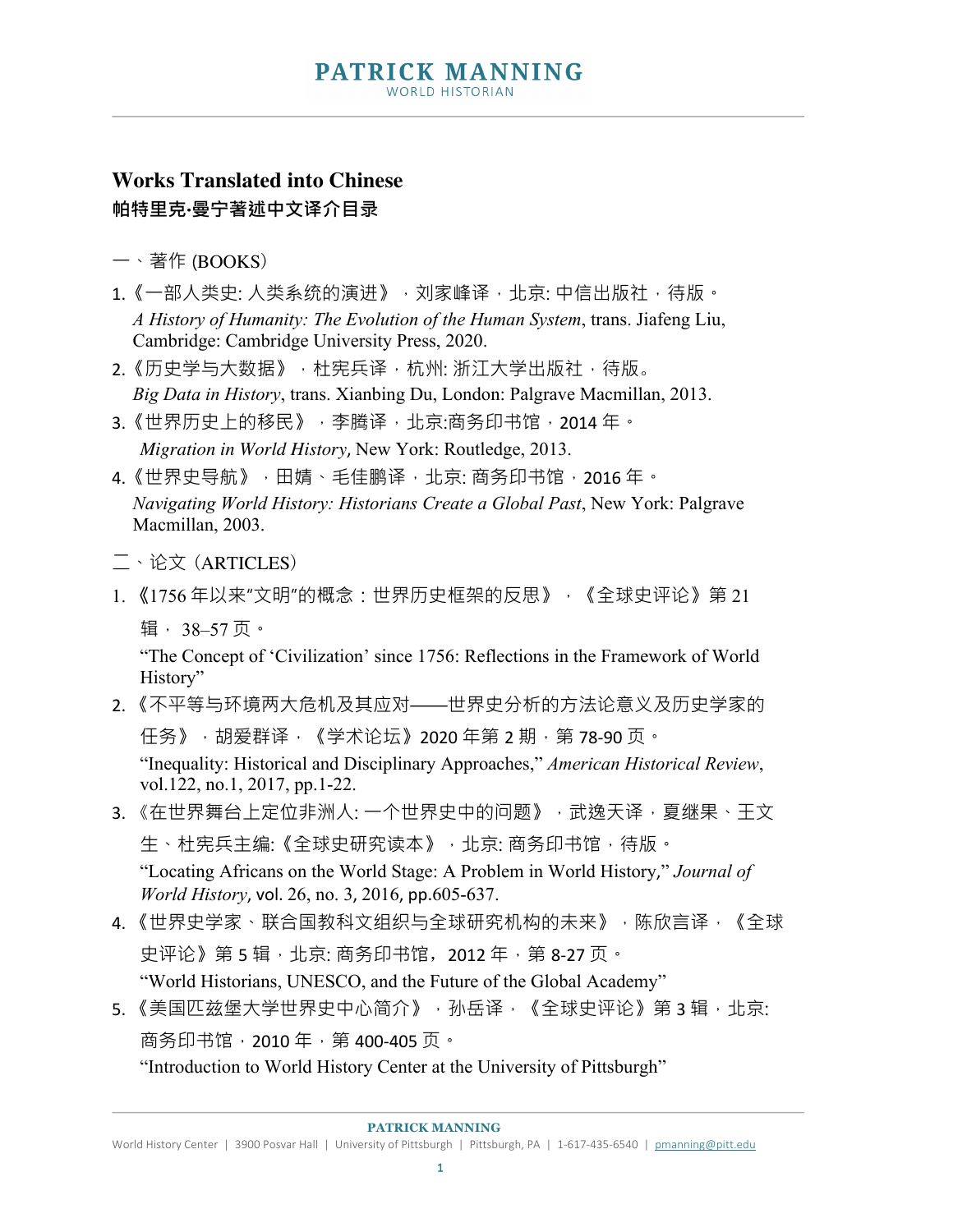# Works Translated into Chinese

## 帕特里克·曼宁著述中文译介目录

一、著作 (BOOKS)

1. 《一部人类史: 人类系统的演进》，刘家峰译，北京: 中信出版社，待版。
   *A History of Humanity: The Evolution of the Human System*, trans. Jiafeng Liu, Cambridge: Cambridge University Press, 2020.
2. 《历史学与大数据》，杜宪兵译，杭州: 浙江大学出版社，待版。
   *Big Data in History*, trans. Xianbing Du, London: Palgrave Macmillan, 2013.
3. 《世界历史上的移民》，李腾译，北京:商务印书馆，2014 年。
   *Migration in World History*, New York: Routledge, 2013.
4. 《世界史导航》，田婧、毛佳鹏译，北京: 商务印书馆，2016 年。
   *Navigating World History: Historians Create a Global Past*, New York: Palgrave Macmillan, 2003.

二、论文 (ARTICLES)

1. 《1756 年以来"文明"的概念：世界历史框架的反思》，《全球史评论》第 21 辑， 38–57 页。
   "The Concept of 'Civilization' since 1756: Reflections in the Framework of World History"
2. 《不平等与环境两大危机及其应对——世界史分析的方法论意义及历史学家的任务》，胡爱群译，《学术论坛》2020 年第 2 期，第 78-90 页。
   "Inequality: Historical and Disciplinary Approaches," *American Historical Review*, vol.122, no.1, 2017, pp.1-22.
3. 《在世界舞台上定位非洲人: 一个世界史中的问题》，武逸天译，夏继果、王文生、杜宪兵主编:《全球史研究读本》，北京: 商务印书馆，待版。
   "Locating Africans on the World Stage: A Problem in World History," *Journal of World History*, vol. 26, no. 3, 2016, pp.605-637.
4. 《世界史学家、联合国教科文组织与全球研究机构的未来》，陈欣言译，《全球史评论》第 5 辑，北京: 商务印书馆，2012 年，第 8-27 页。
   "World Historians, UNESCO, and the Future of the Global Academy"
5. 《美国匹兹堡大学世界史中心简介》，孙岳译，《全球史评论》第 3 辑，北京: 商务印书馆，2010 年，第 400-405 页。
   "Introduction to World History Center at the University of Pittsburgh"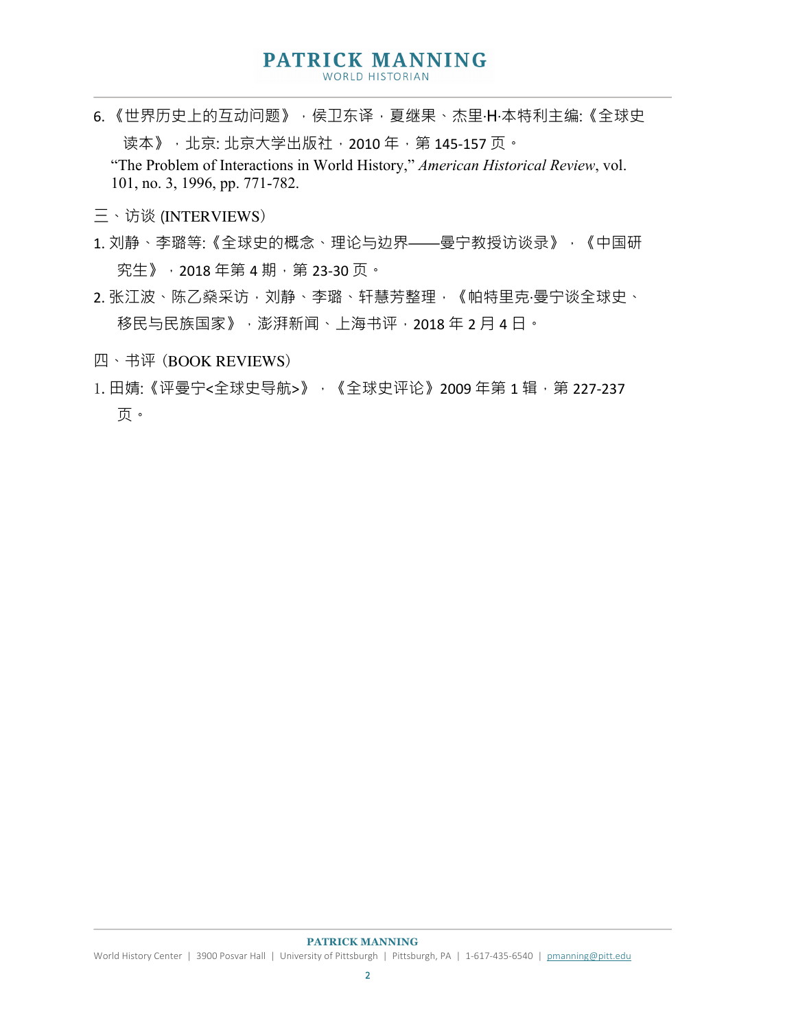6.《世界历史上的互动问题》，侯卫东译，夏继果、杰里·H·本特利主编:《全球史读本》，北京: 北京大学出版社，2010 年，第 145-157 页。
“The Problem of Interactions in World History,” *American Historical Review*, vol. 101, no. 3, 1996, pp. 771-782.

三、访谈 (INTERVIEWS)

1. 刘静、李璐等:《全球史的概念、理论与边界——曼宁教授访谈录》，《中国研究生》，2018 年第 4 期，第 23-30 页。
2. 张江波、陈乙燊采访，刘静、李璐、轩慧芳整理，《帕特里克·曼宁谈全球史、移民与民族国家》，澎湃新闻、上海书评，2018 年 2 月 4 日。

四、书评 (BOOK REVIEWS)

1. 田婧:《评曼宁<全球史导航>》，《全球史评论》2009 年第 1 辑，第 227-237 页。